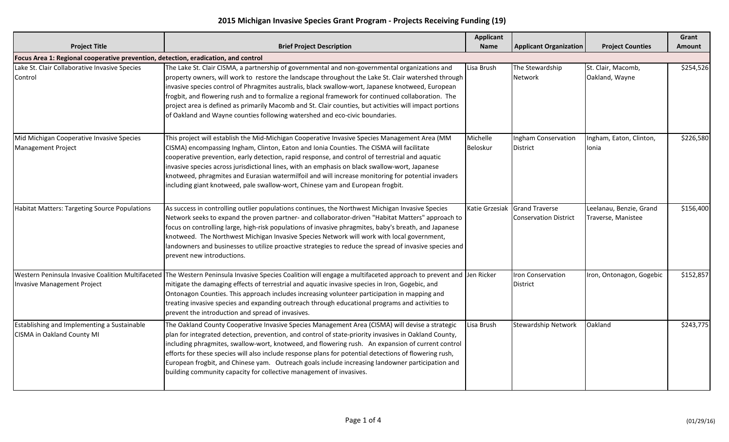# 2015 Michigan Invasive Species Grant Program - Projects Receiving Funding (19)

| Project Title | Brief Project Description | Applicant Name | Applicant Organization | Project Counties | Grant Amount |
|---|---|---|---|---|---|
| **Focus Area 1: Regional cooperative prevention, detection, eradication, and control** | | | | | |
| Lake St. Clair Collaborative Invasive Species Control | The Lake St. Clair CISMA, a partnership of governmental and non-governmental organizations and property owners, will work to restore the landscape throughout the Lake St. Clair watershed through invasive species control of Phragmites australis, black swallow-wort, Japanese knotweed, European frogbit, and flowering rush and to formalize a regional framework for continued collaboration. The project area is defined as primarily Macomb and St. Clair counties, but activities will impact portions of Oakland and Wayne counties following watershed and eco-civic boundaries. | Lisa Brush | The Stewardship Network | St. Clair, Macomb, Oakland, Wayne | $254,526 |
| Mid Michigan Cooperative Invasive Species Management Project | This project will establish the Mid-Michigan Cooperative Invasive Species Management Area (MM CISMA) encompassing Ingham, Clinton, Eaton and Ionia Counties. The CISMA will facilitate cooperative prevention, early detection, rapid response, and control of terrestrial and aquatic invasive species across jurisdictional lines, with an emphasis on black swallow-wort, Japanese knotweed, phragmites and Eurasian watermilfoil and will increase monitoring for potential invaders including giant knotweed, pale swallow-wort, Chinese yam and European frogbit. | Michelle Beloskur | Ingham Conservation District | Ingham, Eaton, Clinton, Ionia | $226,580 |
| Habitat Matters: Targeting Source Populations | As success in controlling outlier populations continues, the Northwest Michigan Invasive Species Network seeks to expand the proven partner- and collaborator-driven "Habitat Matters" approach to focus on controlling large, high-risk populations of invasive phragmites, baby's breath, and Japanese knotweed. The Northwest Michigan Invasive Species Network will work with local government, landowners and businesses to utilize proactive strategies to reduce the spread of invasive species and prevent new introductions. | Katie Grzesiak | Grand Traverse Conservation District | Leelanau, Benzie, Grand Traverse, Manistee | $156,400 |
| Western Peninsula Invasive Coalition Multifaceted Invasive Management Project | The Western Peninsula Invasive Species Coalition will engage a multifaceted approach to prevent and mitigate the damaging effects of terrestrial and aquatic invasive species in Iron, Gogebic, and Ontonagon Counties. This approach includes increasing volunteer participation in mapping and treating invasive species and expanding outreach through educational programs and activities to prevent the introduction and spread of invasives. | Jen Ricker | Iron Conservation District | Iron, Ontonagon, Gogebic | $152,857 |
| Establishing and Implementing a Sustainable CISMA in Oakland County MI | The Oakland County Cooperative Invasive Species Management Area (CISMA) will devise a strategic plan for integrated detection, prevention, and control of state-priority invasives in Oakland County, including phragmites, swallow-wort, knotweed, and flowering rush. An expansion of current control efforts for these species will also include response plans for potential detections of flowering rush, European frogbit, and Chinese yam. Outreach goals include increasing landowner participation and building community capacity for collective management of invasives. | Lisa Brush | Stewardship Network | Oakland | $243,775 |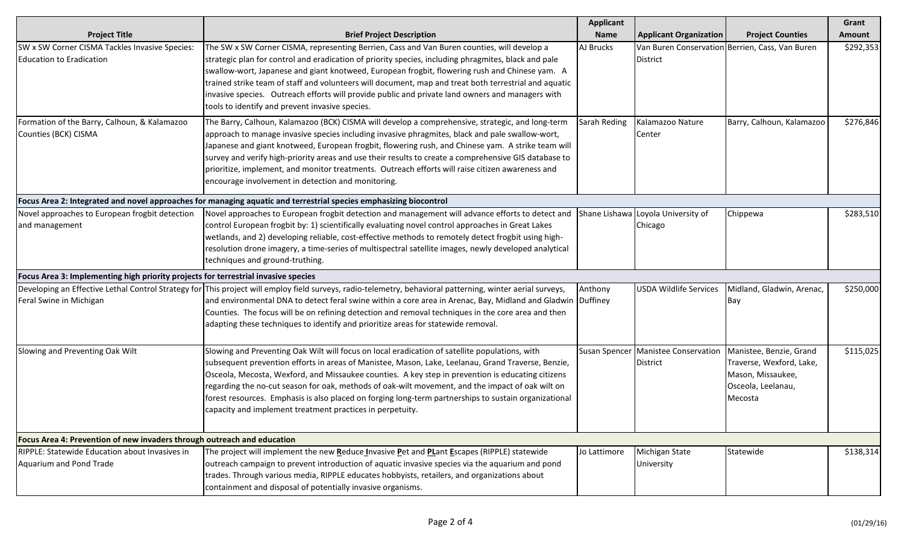| Project Title | Brief Project Description | Applicant Name | Applicant Organization | Project Counties | Grant Amount |
|---|---|---|---|---|---|
| SW x SW Corner CISMA Tackles Invasive Species: Education to Eradication | The SW x SW Corner CISMA, representing Berrien, Cass and Van Buren counties, will develop a strategic plan for control and eradication of priority species, including phragmites, black and pale swallow-wort, Japanese and giant knotweed, European frogbit, flowering rush and Chinese yam. A trained strike team of staff and volunteers will document, map and treat both terrestrial and aquatic invasive species. Outreach efforts will provide public and private land owners and managers with tools to identify and prevent invasive species. | AJ Brucks | Van Buren Conservation District | Berrien, Cass, Van Buren | $292,353 |
| Formation of the Barry, Calhoun, & Kalamazoo Counties (BCK) CISMA | The Barry, Calhoun, Kalamazoo (BCK) CISMA will develop a comprehensive, strategic, and long-term approach to manage invasive species including invasive phragmites, black and pale swallow-wort, Japanese and giant knotweed, European frogbit, flowering rush, and Chinese yam. A strike team will survey and verify high-priority areas and use their results to create a comprehensive GIS database to prioritize, implement, and monitor treatments. Outreach efforts will raise citizen awareness and encourage involvement in detection and monitoring. | Sarah Reding | Kalamazoo Nature Center | Barry, Calhoun, Kalamazoo | $276,846 |
| **Focus Area 2: Integrated and novel approaches for managing aquatic and terrestrial species emphasizing biocontrol** | | | | | |
| Novel approaches to European frogbit detection and management | Novel approaches to European frogbit detection and management will advance efforts to detect and control European frogbit by: 1) scientifically evaluating novel control approaches in Great Lakes wetlands, and 2) developing reliable, cost-effective methods to remotely detect frogbit using high-resolution drone imagery, a time-series of multispectral satellite images, newly developed analytical techniques and ground-truthing. | Shane Lishawa | Loyola University of Chicago | Chippewa | $283,510 |
| **Focus Area 3: Implementing high priority projects for terrestrial invasive species** | | | | | |
| Developing an Effective Lethal Control Strategy for Feral Swine in Michigan | This project will employ field surveys, radio-telemetry, behavioral patterning, winter aerial surveys, and environmental DNA to detect feral swine within a core area in Arenac, Bay, Midland and Gladwin Counties. The focus will be on refining detection and removal techniques in the core area and then adapting these techniques to identify and prioritize areas for statewide removal. | Anthony Duffiney | USDA Wildlife Services | Midland, Gladwin, Arenac, Bay | $250,000 |
| Slowing and Preventing Oak Wilt | Slowing and Preventing Oak Wilt will focus on local eradication of satellite populations, with subsequent prevention efforts in areas of Manistee, Mason, Lake, Leelanau, Grand Traverse, Benzie, Osceola, Mecosta, Wexford, and Missaukee counties. A key step in prevention is educating citizens regarding the no-cut season for oak, methods of oak-wilt movement, and the impact of oak wilt on forest resources. Emphasis is also placed on forging long-term partnerships to sustain organizational capacity and implement treatment practices in perpetuity. | Susan Spencer | Manistee Conservation District | Manistee, Benzie, Grand Traverse, Wexford, Lake, Mason, Missaukee, Osceola, Leelanau, Mecosta | $115,025 |
| **Focus Area 4: Prevention of new invaders through outreach and education** | | | | | |
| RIPPLE: Statewide Education about Invasives in Aquarium and Pond Trade | The project will implement the new **R**educe **I**nvasive **P**et and **PL**ant **E**scapes (RIPPLE) statewide outreach campaign to prevent introduction of aquatic invasive species via the aquarium and pond trades. Through various media, RIPPLE educates hobbyists, retailers, and organizations about containment and disposal of potentially invasive organisms. | Jo Lattimore | Michigan State University | Statewide | $138,314 |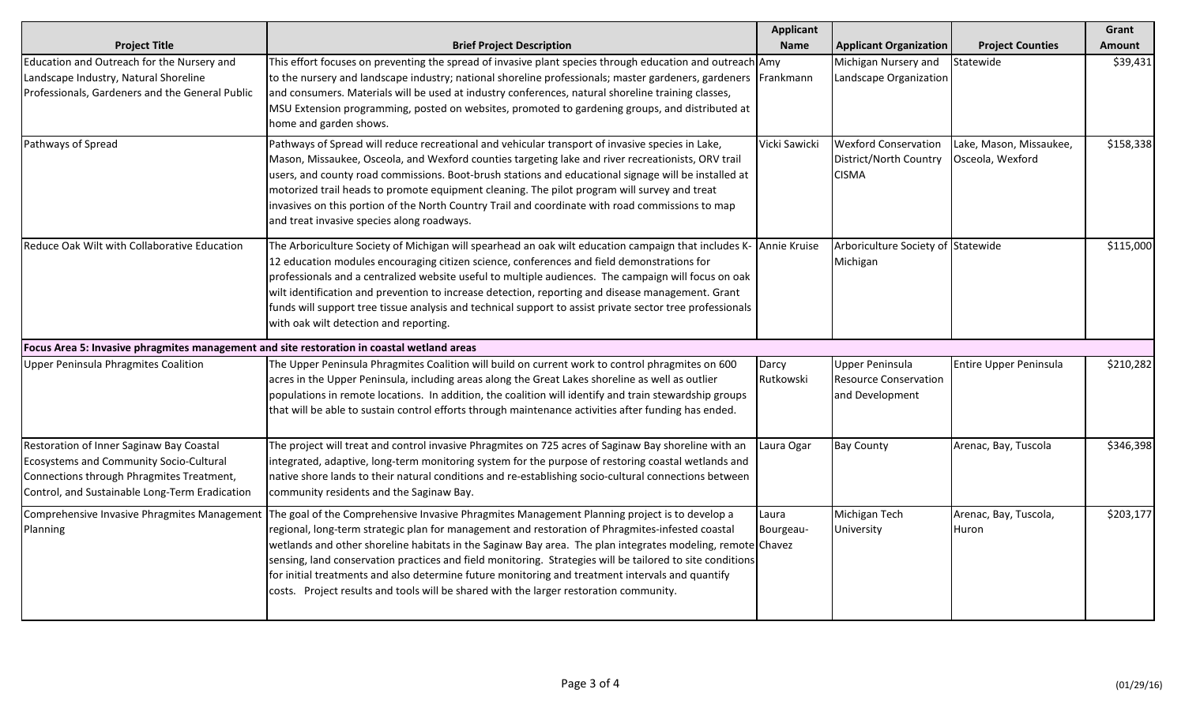| Project Title | Brief Project Description | Applicant Name | Applicant Organization | Project Counties | Grant Amount |
|---|---|---|---|---|---|
| Education and Outreach for the Nursery and Landscape Industry, Natural Shoreline Professionals, Gardeners and the General Public | This effort focuses on preventing the spread of invasive plant species through education and outreach to the nursery and landscape industry; national shoreline professionals; master gardeners, gardeners and consumers. Materials will be used at industry conferences, natural shoreline training classes, MSU Extension programming, posted on websites, promoted to gardening groups, and distributed at home and garden shows. | Amy Frankmann | Michigan Nursery and Landscape Organization | Statewide | $39,431 |
| Pathways of Spread | Pathways of Spread will reduce recreational and vehicular transport of invasive species in Lake, Mason, Missaukee, Osceola, and Wexford counties targeting lake and river recreationists, ORV trail users, and county road commissions. Boot-brush stations and educational signage will be installed at motorized trail heads to promote equipment cleaning. The pilot program will survey and treat invasives on this portion of the North Country Trail and coordinate with road commissions to map and treat invasive species along roadways. | Vicki Sawicki | Wexford Conservation District/North Country CISMA | Lake, Mason, Missaukee, Osceola, Wexford | $158,338 |
| Reduce Oak Wilt with Collaborative Education | The Arboriculture Society of Michigan will spearhead an oak wilt education campaign that includes K-12 education modules encouraging citizen science, conferences and field demonstrations for professionals and a centralized website useful to multiple audiences. The campaign will focus on oak wilt identification and prevention to increase detection, reporting and disease management. Grant funds will support tree tissue analysis and technical support to assist private sector tree professionals with oak wilt detection and reporting. | Annie Kruise | Arboriculture Society of Michigan | Statewide | $115,000 |
| **Focus Area 5: Invasive phragmites management and site restoration in coastal wetland areas** | | | | | |
| Upper Peninsula Phragmites Coalition | The Upper Peninsula Phragmites Coalition will build on current work to control phragmites on 600 acres in the Upper Peninsula, including areas along the Great Lakes shoreline as well as outlier populations in remote locations. In addition, the coalition will identify and train stewardship groups that will be able to sustain control efforts through maintenance activities after funding has ended. | Darcy Rutkowski | Upper Peninsula Resource Conservation and Development | Entire Upper Peninsula | $210,282 |
| Restoration of Inner Saginaw Bay Coastal Ecosystems and Community Socio-Cultural Connections through Phragmites Treatment, Control, and Sustainable Long-Term Eradication | The project will treat and control invasive Phragmites on 725 acres of Saginaw Bay shoreline with an integrated, adaptive, long-term monitoring system for the purpose of restoring coastal wetlands and native shore lands to their natural conditions and re-establishing socio-cultural connections between community residents and the Saginaw Bay. | Laura Ogar | Bay County | Arenac, Bay, Tuscola | $346,398 |
| Comprehensive Invasive Phragmites Management Planning | The goal of the Comprehensive Invasive Phragmites Management Planning project is to develop a regional, long-term strategic plan for management and restoration of Phragmites-infested coastal wetlands and other shoreline habitats in the Saginaw Bay area. The plan integrates modeling, remote sensing, land conservation practices and field monitoring. Strategies will be tailored to site conditions for initial treatments and also determine future monitoring and treatment intervals and quantify costs. Project results and tools will be shared with the larger restoration community. | Laura Bourgeau-Chavez | Michigan Tech University | Arenac, Bay, Tuscola, Huron | $203,177 |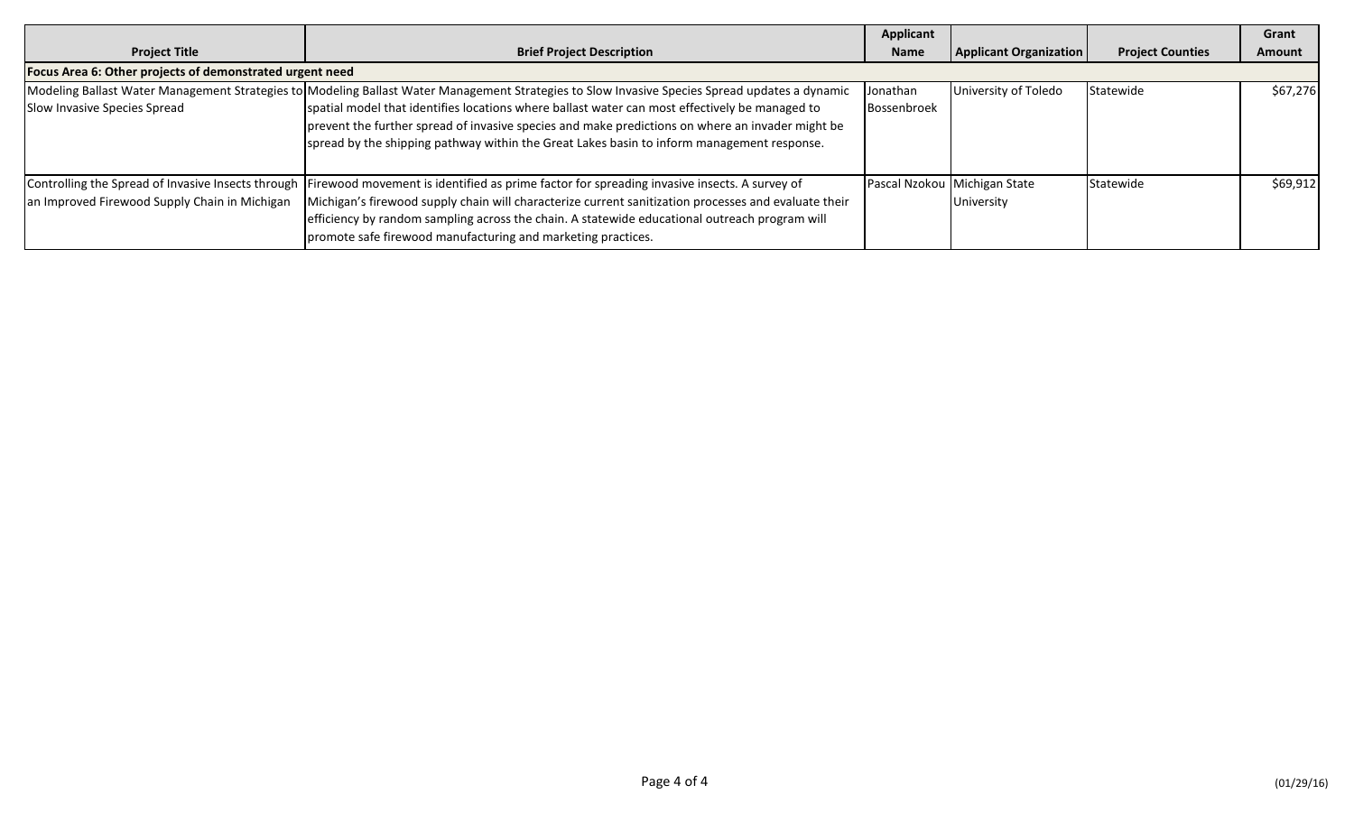| Project Title | Brief Project Description | Applicant Name | Applicant Organization | Project Counties | Grant Amount |
|---|---|---|---|---|---|
| **Focus Area 6: Other projects of demonstrated urgent need** | | | | | |
| Modeling Ballast Water Management Strategies to Slow Invasive Species Spread | Modeling Ballast Water Management Strategies to Slow Invasive Species Spread updates a dynamic spatial model that identifies locations where ballast water can most effectively be managed to prevent the further spread of invasive species and make predictions on where an invader might be spread by the shipping pathway within the Great Lakes basin to inform management response. | Jonathan Bossenbroek | University of Toledo | Statewide | $67,276 |
| Controlling the Spread of Invasive Insects through an Improved Firewood Supply Chain in Michigan | Firewood movement is identified as prime factor for spreading invasive insects. A survey of Michigan's firewood supply chain will characterize current sanitization processes and evaluate their efficiency by random sampling across the chain. A statewide educational outreach program will promote safe firewood manufacturing and marketing practices. | Pascal Nzokou | Michigan State University | Statewide | $69,912 |

(01/29/16)